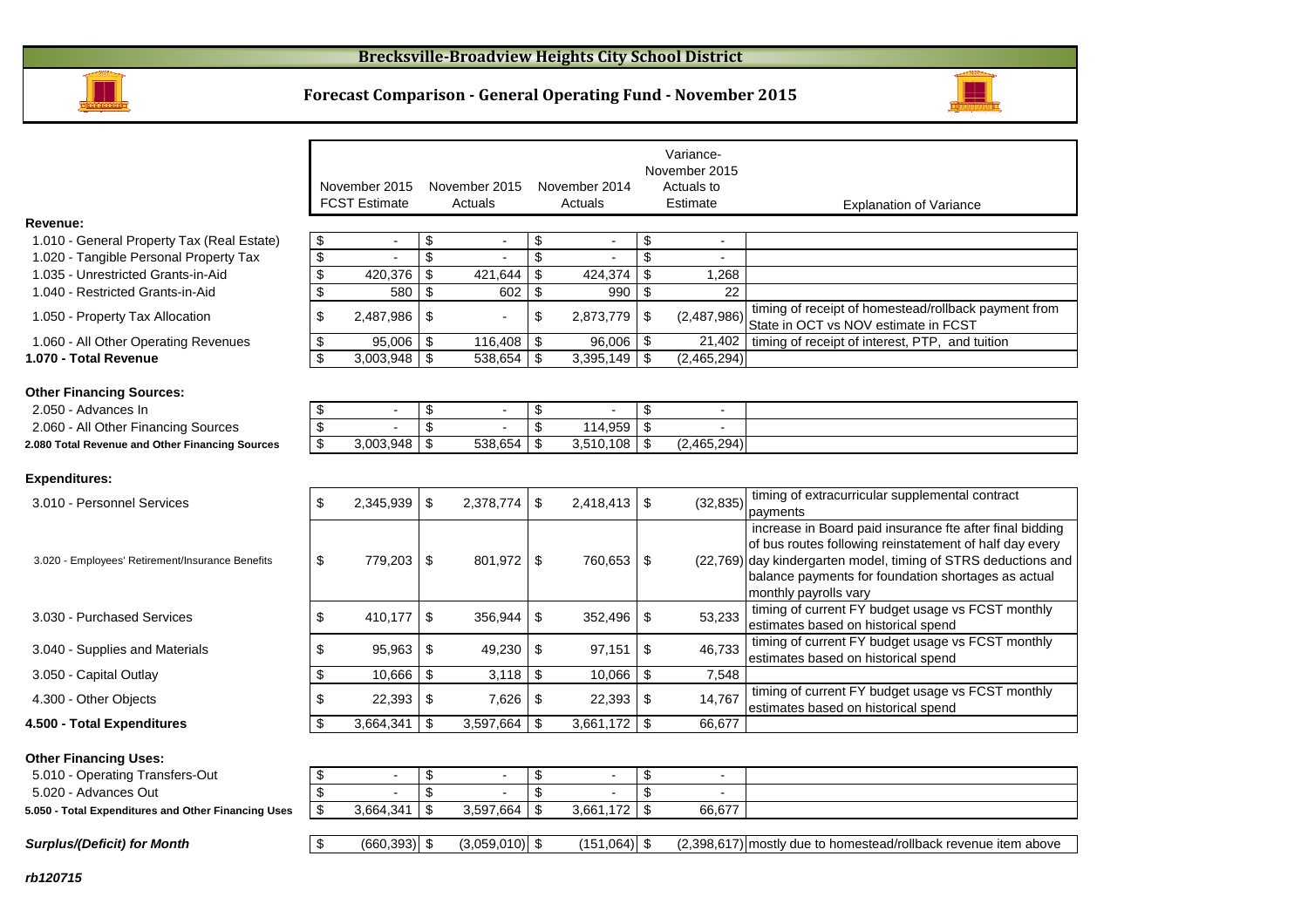# Brecksville-Broadview Heights City School District

## Forecast Comparison - General Operating Fund - November 2015

| | November 2015 FCST Estimate | November 2015 Actuals | November 2014 Actuals | Variance- November 2015 Actuals to Estimate | Explanation of Variance |
|---|---|---|---|---|---|
| **Revenue:** | | | | | |
| 1.010 - General Property Tax (Real Estate) | $ - | $ - | $ - | $ - | |
| 1.020 - Tangible Personal Property Tax | $ - | $ - | $ - | $ - | |
| 1.035 - Unrestricted Grants-in-Aid | $ 420,376 | $ 421,644 | $ 424,374 | $ 1,268 | |
| 1.040 - Restricted Grants-in-Aid | $ 580 | $ 602 | $ 990 | $ 22 | |
| 1.050 - Property Tax Allocation | $ 2,487,986 | $ - | $ 2,873,779 | $ (2,487,986) | timing of receipt of homestead/rollback payment from State in OCT vs NOV estimate in FCST |
| 1.060 - All Other Operating Revenues | $ 95,006 | $ 116,408 | $ 96,006 | $ 21,402 | timing of receipt of interest, PTP, and tuition |
| **1.070 - Total Revenue** | $ 3,003,948 | $ 538,654 | $ 3,395,149 | $ (2,465,294) | |
| **Other Financing Sources:** | | | | | |
| 2.050 - Advances In | $ - | $ - | $ - | $ - | |
| 2.060 - All Other Financing Sources | $ - | $ - | $ 114,959 | $ - | |
| **2.080 Total Revenue and Other Financing Sources** | $ 3,003,948 | $ 538,654 | $ 3,510,108 | $ (2,465,294) | |
| **Expenditures:** | | | | | |
| 3.010 - Personnel Services | $ 2,345,939 | $ 2,378,774 | $ 2,418,413 | $ (32,835) | timing of extracurricular supplemental contract payments |
| 3.020 - Employees' Retirement/Insurance Benefits | $ 779,203 | $ 801,972 | $ 760,653 | $ (22,769) | increase in Board paid insurance fte after final bidding of bus routes following reinstatement of half day every day kindergarten model, timing of STRS deductions and balance payments for foundation shortages as actual monthly payrolls vary |
| 3.030 - Purchased Services | $ 410,177 | $ 356,944 | $ 352,496 | $ 53,233 | timing of current FY budget usage vs FCST monthly estimates based on historical spend |
| 3.040 - Supplies and Materials | $ 95,963 | $ 49,230 | $ 97,151 | $ 46,733 | timing of current FY budget usage vs FCST monthly estimates based on historical spend |
| 3.050 - Capital Outlay | $ 10,666 | $ 3,118 | $ 10,066 | $ 7,548 | |
| 4.300 - Other Objects | $ 22,393 | $ 7,626 | $ 22,393 | $ 14,767 | timing of current FY budget usage vs FCST monthly estimates based on historical spend |
| **4.500 - Total Expenditures** | $ 3,664,341 | $ 3,597,664 | $ 3,661,172 | $ 66,677 | |
| **Other Financing Uses:** | | | | | |
| 5.010 - Operating Transfers-Out | $ - | $ - | $ - | $ - | |
| 5.020 - Advances Out | $ - | $ - | $ - | $ - | |
| **5.050 - Total Expenditures and Other Financing Uses** | $ 3,664,341 | $ 3,597,664 | $ 3,661,172 | $ 66,677 | |
| ***Surplus/(Deficit) for Month*** | $ (660,393) | $ (3,059,010) | $ (151,064) | $ (2,398,617) | mostly due to homestead/rollback revenue item above |

*rb120715*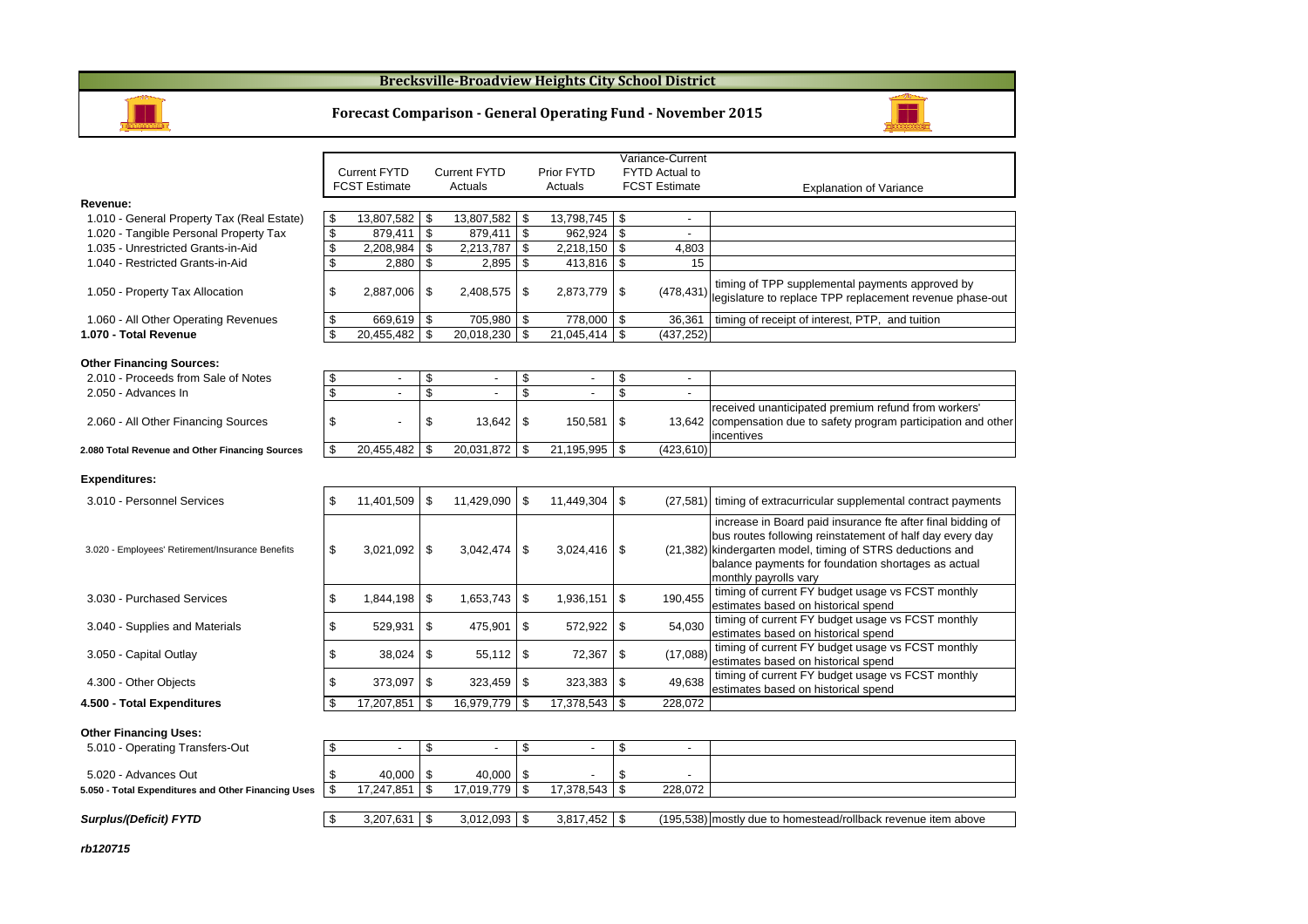# Brecksville-Broadview Heights City School District

## Forecast Comparison - General Operating Fund - November 2015

| | Current FYTD FCST Estimate | Current FYTD Actuals | Prior FYTD Actuals | Variance-Current FYTD Actual to FCST Estimate | Explanation of Variance |
|---|---|---|---|---|---|
| **Revenue:** | | | | | |
| 1.010 - General Property Tax (Real Estate) | $ 13,807,582 | $ 13,807,582 | $ 13,798,745 | $ - | |
| 1.020 - Tangible Personal Property Tax | $ 879,411 | $ 879,411 | $ 962,924 | $ - | |
| 1.035 - Unrestricted Grants-in-Aid | $ 2,208,984 | $ 2,213,787 | $ 2,218,150 | $ 4,803 | |
| 1.040 - Restricted Grants-in-Aid | $ 2,880 | $ 2,895 | $ 413,816 | $ 15 | |
| 1.050 - Property Tax Allocation | $ 2,887,006 | $ 2,408,575 | $ 2,873,779 | $ (478,431) | timing of TPP supplemental payments approved by legislature to replace TPP replacement revenue phase-out |
| 1.060 - All Other Operating Revenues | $ 669,619 | $ 705,980 | $ 778,000 | $ 36,361 | timing of receipt of interest, PTP, and tuition |
| **1.070 - Total Revenue** | $ 20,455,482 | $ 20,018,230 | $ 21,045,414 | $ (437,252) | |
| **Other Financing Sources:** | | | | | |
| 2.010 - Proceeds from Sale of Notes | $ - | $ - | $ - | $ - | |
| 2.050 - Advances In | $ - | $ - | $ - | $ - | |
| 2.060 - All Other Financing Sources | $ - | $ 13,642 | $ 150,581 | $ 13,642 | received unanticipated premium refund from workers' compensation due to safety program participation and other incentives |
| **2.080 Total Revenue and Other Financing Sources** | $ 20,455,482 | $ 20,031,872 | $ 21,195,995 | $ (423,610) | |
| **Expenditures:** | | | | | |
| 3.010 - Personnel Services | $ 11,401,509 | $ 11,429,090 | $ 11,449,304 | $ (27,581) | timing of extracurricular supplemental contract payments |
| 3.020 - Employees' Retirement/Insurance Benefits | $ 3,021,092 | $ 3,042,474 | $ 3,024,416 | $ (21,382) | increase in Board paid insurance fte after final bidding of bus routes following reinstatement of half day every day kindergarten model, timing of STRS deductions and balance payments for foundation shortages as actual monthly payrolls vary |
| 3.030 - Purchased Services | $ 1,844,198 | $ 1,653,743 | $ 1,936,151 | $ 190,455 | timing of current FY budget usage vs FCST monthly estimates based on historical spend |
| 3.040 - Supplies and Materials | $ 529,931 | $ 475,901 | $ 572,922 | $ 54,030 | timing of current FY budget usage vs FCST monthly estimates based on historical spend |
| 3.050 - Capital Outlay | $ 38,024 | $ 55,112 | $ 72,367 | $ (17,088) | timing of current FY budget usage vs FCST monthly estimates based on historical spend |
| 4.300 - Other Objects | $ 373,097 | $ 323,459 | $ 323,383 | $ 49,638 | timing of current FY budget usage vs FCST monthly estimates based on historical spend |
| **4.500 - Total Expenditures** | $ 17,207,851 | $ 16,979,779 | $ 17,378,543 | $ 228,072 | |
| **Other Financing Uses:** | | | | | |
| 5.010 - Operating Transfers-Out | $ - | $ - | $ - | $ - | |
| 5.020 - Advances Out | $ 40,000 | $ 40,000 | $ - | $ - | |
| **5.050 - Total Expenditures and Other Financing Uses** | $ 17,247,851 | $ 17,019,779 | $ 17,378,543 | $ 228,072 | |
| ***Surplus/(Deficit) FYTD*** | $ 3,207,631 | $ 3,012,093 | $ 3,817,452 | $ (195,538) | mostly due to homestead/rollback revenue item above |

*rb120715*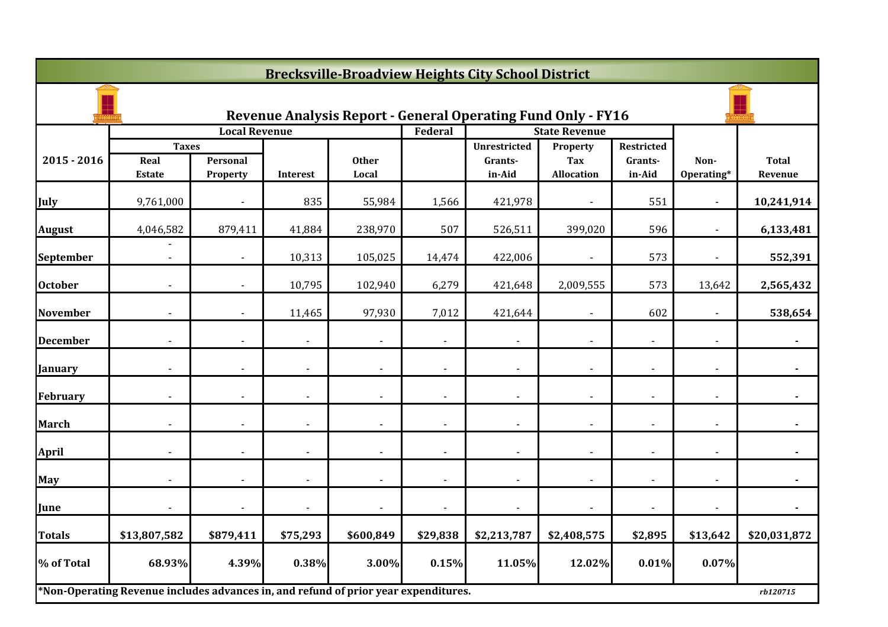# Brecksville-Broadview Heights City School District

## Revenue Analysis Report - General Operating Fund Only - FY16

| 2015 - 2016 | Local Revenue | | | | Federal | State Revenue | | | Non-Operating* | Total Revenue |
|---|---|---|---|---|---|---|---|---|---|---|
| | Taxes | | Interest | Other Local | | Unrestricted Grants-in-Aid | Property Tax Allocation | Restricted Grants-in-Aid | | |
| | Real Estate | Personal Property | | | | | | | | |
| July | 9,761,000 | - | 835 | 55,984 | 1,566 | 421,978 | - | 551 | - | **10,241,914** |
| August | 4,046,582 | 879,411 | 41,884 | 238,970 | 507 | 526,511 | 399,020 | 596 | - | **6,133,481** |
| September | - - | - | 10,313 | 105,025 | 14,474 | 422,006 | - | 573 | - | **552,391** |
| October | - | - | 10,795 | 102,940 | 6,279 | 421,648 | 2,009,555 | 573 | 13,642 | **2,565,432** |
| November | - | - | 11,465 | 97,930 | 7,012 | 421,644 | - | 602 | - | **538,654** |
| December | - | - | - | - | - | - | - | - | - | **-** |
| January | - | - | - | - | - | - | - | - | - | **-** |
| February | - | - | - | - | - | - | - | - | - | **-** |
| March | - | - | - | - | - | - | - | - | - | **-** |
| April | - | - | - | - | - | - | - | - | - | **-** |
| May | - | - | - | - | - | - | - | - | - | **-** |
| June | - | - | - | - | - | - | - | - | - | **-** |
| **Totals** | **$13,807,582** | **$879,411** | **$75,293** | **$600,849** | **$29,838** | **$2,213,787** | **$2,408,575** | **$2,895** | **$13,642** | **$20,031,872** |
| **% of Total** | **68.93%** | **4.39%** | **0.38%** | **3.00%** | **0.15%** | **11.05%** | **12.02%** | **0.01%** | **0.07%** | |

**\*Non-Operating Revenue includes advances in, and refund of prior year expenditures.**

*rb120715*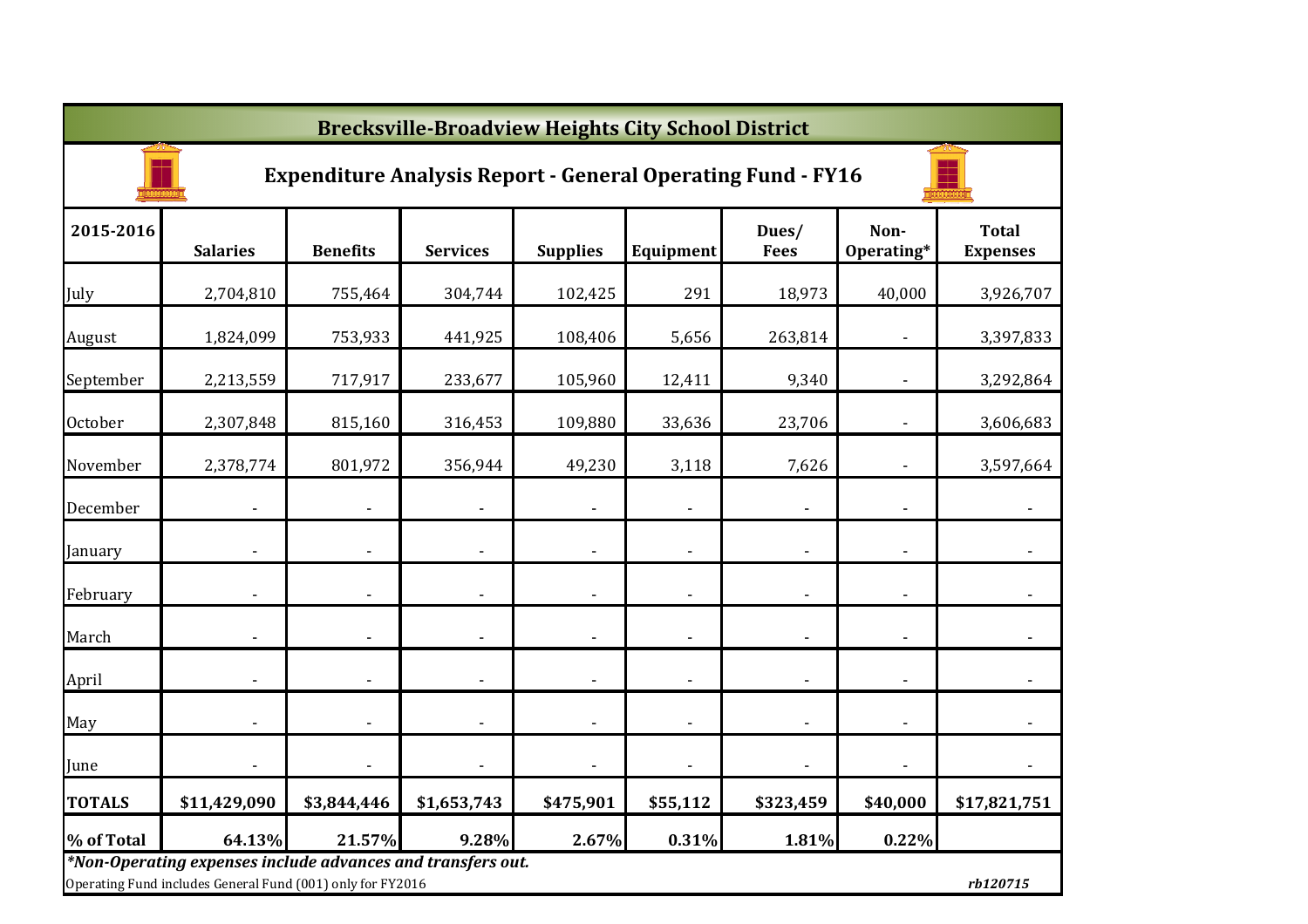# Brecksville-Broadview Heights City School District

## Expenditure Analysis Report - General Operating Fund - FY16

| 2015-2016 | Salaries | Benefits | Services | Supplies | Equipment | Dues/ Fees | Non-Operating* | Total Expenses |
|---|---|---|---|---|---|---|---|---|
| July | 2,704,810 | 755,464 | 304,744 | 102,425 | 291 | 18,973 | 40,000 | 3,926,707 |
| August | 1,824,099 | 753,933 | 441,925 | 108,406 | 5,656 | 263,814 | - | 3,397,833 |
| September | 2,213,559 | 717,917 | 233,677 | 105,960 | 12,411 | 9,340 | - | 3,292,864 |
| October | 2,307,848 | 815,160 | 316,453 | 109,880 | 33,636 | 23,706 | - | 3,606,683 |
| November | 2,378,774 | 801,972 | 356,944 | 49,230 | 3,118 | 7,626 | - | 3,597,664 |
| December | - | - | - | - | - | - | - | - |
| January | - | - | - | - | - | - | - | - |
| February | - | - | - | - | - | - | - | - |
| March | - | - | - | - | - | - | - | - |
| April | - | - | - | - | - | - | - | - |
| May | - | - | - | - | - | - | - | - |
| June | - | - | - | - | - | - | - | - |
| **TOTALS** | **$11,429,090** | **$3,844,446** | **$1,653,743** | **$475,901** | **$55,112** | **$323,459** | **$40,000** | **$17,821,751** |
| **% of Total** | **64.13%** | **21.57%** | **9.28%** | **2.67%** | **0.31%** | **1.81%** | **0.22%** | |

***Non-Operating expenses include advances and transfers out.**

Operating Fund includes General Fund (001) only for FY2016

*rb120715*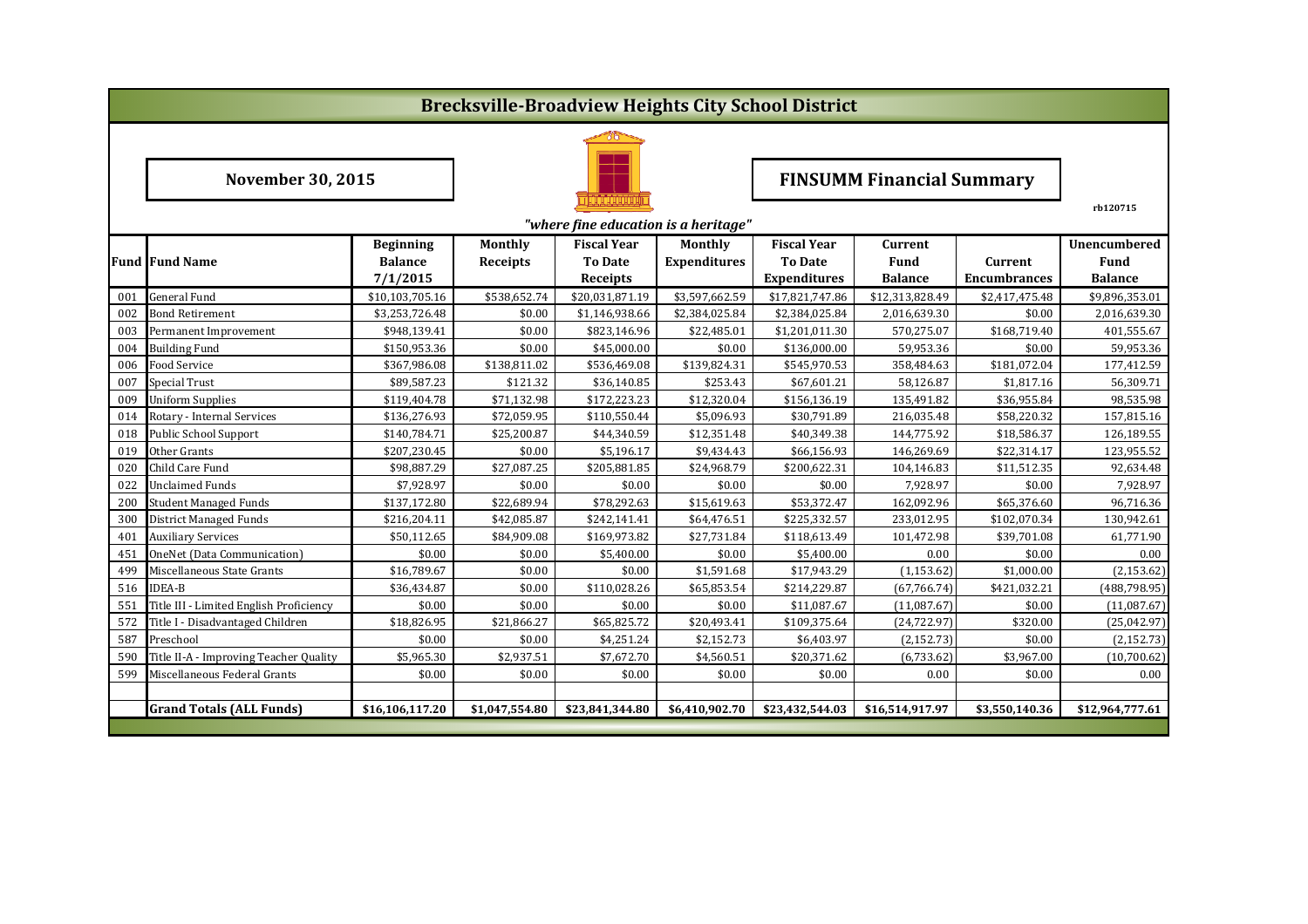# Brecksville-Broadview Heights City School District

**November 30, 2015**

**FINSUMM Financial Summary**

rb120715

*"where fine education is a heritage"*

| Fund | Fund Name | Beginning Balance 7/1/2015 | Monthly Receipts | Fiscal Year To Date Receipts | Monthly Expenditures | Fiscal Year To Date Expenditures | Current Fund Balance | Current Encumbrances | Unencumbered Fund Balance |
|---|---|---|---|---|---|---|---|---|---|
| 001 | General Fund | $10,103,705.16 | $538,652.74 | $20,031,871.19 | $3,597,662.59 | $17,821,747.86 | $12,313,828.49 | $2,417,475.48 | $9,896,353.01 |
| 002 | Bond Retirement | $3,253,726.48 | $0.00 | $1,146,938.66 | $2,384,025.84 | $2,384,025.84 | 2,016,639.30 | $0.00 | 2,016,639.30 |
| 003 | Permanent Improvement | $948,139.41 | $0.00 | $823,146.96 | $22,485.01 | $1,201,011.30 | 570,275.07 | $168,719.40 | 401,555.67 |
| 004 | Building Fund | $150,953.36 | $0.00 | $45,000.00 | $0.00 | $136,000.00 | 59,953.36 | $0.00 | 59,953.36 |
| 006 | Food Service | $367,986.08 | $138,811.02 | $536,469.08 | $139,824.31 | $545,970.53 | 358,484.63 | $181,072.04 | 177,412.59 |
| 007 | Special Trust | $89,587.23 | $121.32 | $36,140.85 | $253.43 | $67,601.21 | 58,126.87 | $1,817.16 | 56,309.71 |
| 009 | Uniform Supplies | $119,404.78 | $71,132.98 | $172,223.23 | $12,320.04 | $156,136.19 | 135,491.82 | $36,955.84 | 98,535.98 |
| 014 | Rotary - Internal Services | $136,276.93 | $72,059.95 | $110,550.44 | $5,096.93 | $30,791.89 | 216,035.48 | $58,220.32 | 157,815.16 |
| 018 | Public School Support | $140,784.71 | $25,200.87 | $44,340.59 | $12,351.48 | $40,349.38 | 144,775.92 | $18,586.37 | 126,189.55 |
| 019 | Other Grants | $207,230.45 | $0.00 | $5,196.17 | $9,434.43 | $66,156.93 | 146,269.69 | $22,314.17 | 123,955.52 |
| 020 | Child Care Fund | $98,887.29 | $27,087.25 | $205,881.85 | $24,968.79 | $200,622.31 | 104,146.83 | $11,512.35 | 92,634.48 |
| 022 | Unclaimed Funds | $7,928.97 | $0.00 | $0.00 | $0.00 | $0.00 | 7,928.97 | $0.00 | 7,928.97 |
| 200 | Student Managed Funds | $137,172.80 | $22,689.94 | $78,292.63 | $15,619.63 | $53,372.47 | 162,092.96 | $65,376.60 | 96,716.36 |
| 300 | District Managed Funds | $216,204.11 | $42,085.87 | $242,141.41 | $64,476.51 | $225,332.57 | 233,012.95 | $102,070.34 | 130,942.61 |
| 401 | Auxiliary Services | $50,112.65 | $84,909.08 | $169,973.82 | $27,731.84 | $118,613.49 | 101,472.98 | $39,701.08 | 61,771.90 |
| 451 | OneNet (Data Communication) | $0.00 | $0.00 | $5,400.00 | $0.00 | $5,400.00 | 0.00 | $0.00 | 0.00 |
| 499 | Miscellaneous State Grants | $16,789.67 | $0.00 | $0.00 | $1,591.68 | $17,943.29 | (1,153.62) | $1,000.00 | (2,153.62) |
| 516 | IDEA-B | $36,434.87 | $0.00 | $110,028.26 | $65,853.54 | $214,229.87 | (67,766.74) | $421,032.21 | (488,798.95) |
| 551 | Title III - Limited English Proficiency | $0.00 | $0.00 | $0.00 | $0.00 | $11,087.67 | (11,087.67) | $0.00 | (11,087.67) |
| 572 | Title I - Disadvantaged Children | $18,826.95 | $21,866.27 | $65,825.72 | $20,493.41 | $109,375.64 | (24,722.97) | $320.00 | (25,042.97) |
| 587 | Preschool | $0.00 | $0.00 | $4,251.24 | $2,152.73 | $6,403.97 | (2,152.73) | $0.00 | (2,152.73) |
| 590 | Title II-A - Improving Teacher Quality | $5,965.30 | $2,937.51 | $7,672.70 | $4,560.51 | $20,371.62 | (6,733.62) | $3,967.00 | (10,700.62) |
| 599 | Miscellaneous Federal Grants | $0.00 | $0.00 | $0.00 | $0.00 | $0.00 | 0.00 | $0.00 | 0.00 |
| | | | | | | | | | |
| | **Grand Totals (ALL Funds)** | **$16,106,117.20** | **$1,047,554.80** | **$23,841,344.80** | **$6,410,902.70** | **$23,432,544.03** | **$16,514,917.97** | **$3,550,140.36** | **$12,964,777.61** |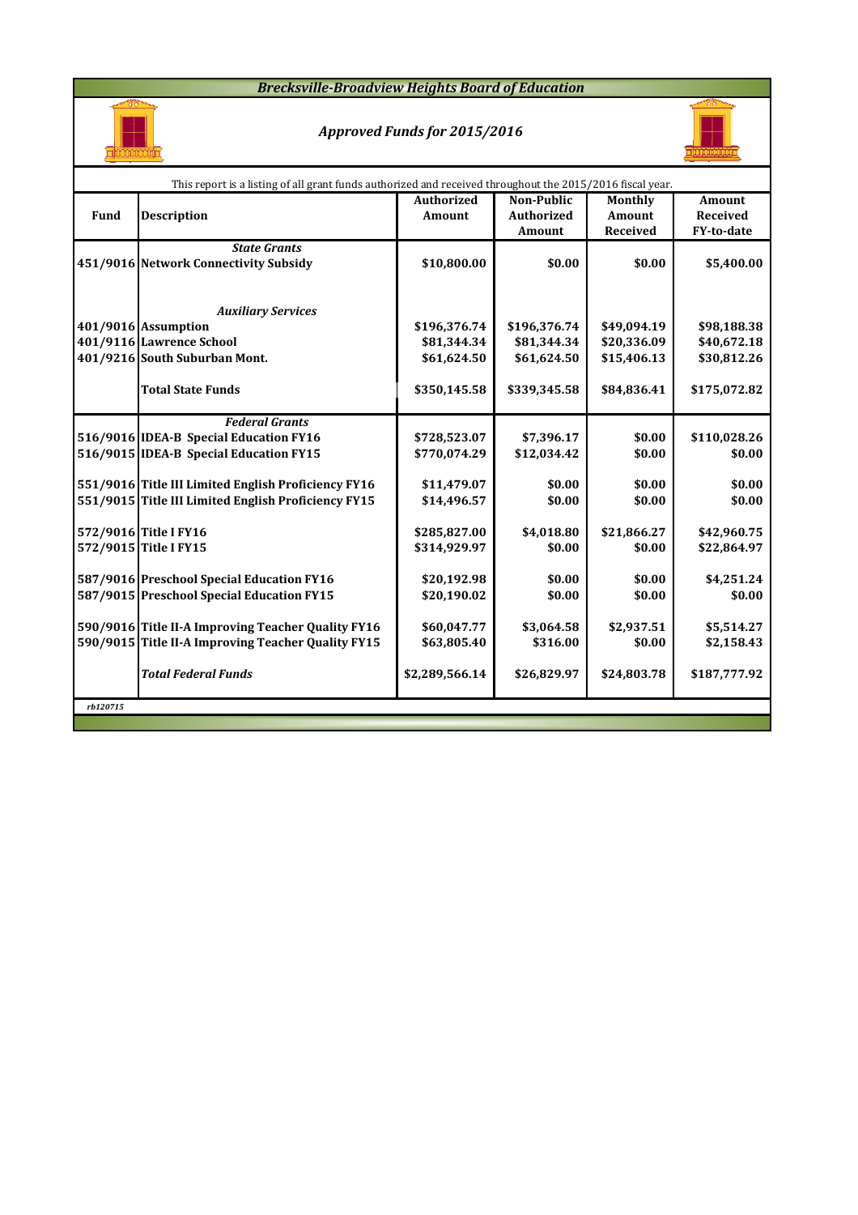# *Brecksville-Broadview Heights Board of Education*

## *Approved Funds for 2015/2016*

This report is a listing of all grant funds authorized and received throughout the 2015/2016 fiscal year.

| Fund | Description | Authorized Amount | Non-Public Authorized Amount | Monthly Amount Received | Amount Received FY-to-date |
|---|---|---|---|---|---|
| | ***State Grants*** | | | | |
| **451/9016** | **Network Connectivity Subsidy** | **$10,800.00** | **$0.00** | **$0.00** | **$5,400.00** |
| | | | | | |
| | ***Auxiliary Services*** | | | | |
| **401/9016** | **Assumption** | **$196,376.74** | **$196,376.74** | **$49,094.19** | **$98,188.38** |
| **401/9116** | **Lawrence School** | **$81,344.34** | **$81,344.34** | **$20,336.09** | **$40,672.18** |
| **401/9216** | **South Suburban Mont.** | **$61,624.50** | **$61,624.50** | **$15,406.13** | **$30,812.26** |
| | **Total State Funds** | **$350,145.58** | **$339,345.58** | **$84,836.41** | **$175,072.82** |
| | ***Federal Grants*** | | | | |
| **516/9016** | **IDEA-B Special Education FY16** | **$728,523.07** | **$7,396.17** | **$0.00** | **$110,028.26** |
| **516/9015** | **IDEA-B Special Education FY15** | **$770,074.29** | **$12,034.42** | **$0.00** | **$0.00** |
| **551/9016** | **Title III Limited English Proficiency FY16** | **$11,479.07** | **$0.00** | **$0.00** | **$0.00** |
| **551/9015** | **Title III Limited English Proficiency FY15** | **$14,496.57** | **$0.00** | **$0.00** | **$0.00** |
| **572/9016** | **Title I FY16** | **$285,827.00** | **$4,018.80** | **$21,866.27** | **$42,960.75** |
| **572/9015** | **Title I FY15** | **$314,929.97** | **$0.00** | **$0.00** | **$22,864.97** |
| **587/9016** | **Preschool Special Education FY16** | **$20,192.98** | **$0.00** | **$0.00** | **$4,251.24** |
| **587/9015** | **Preschool Special Education FY15** | **$20,190.02** | **$0.00** | **$0.00** | **$0.00** |
| **590/9016** | **Title II-A Improving Teacher Quality FY16** | **$60,047.77** | **$3,064.58** | **$2,937.51** | **$5,514.27** |
| **590/9015** | **Title II-A Improving Teacher Quality FY15** | **$63,805.40** | **$316.00** | **$0.00** | **$2,158.43** |
| | ***Total Federal Funds*** | **$2,289,566.14** | **$26,829.97** | **$24,803.78** | **$187,777.92** |

*rb120715*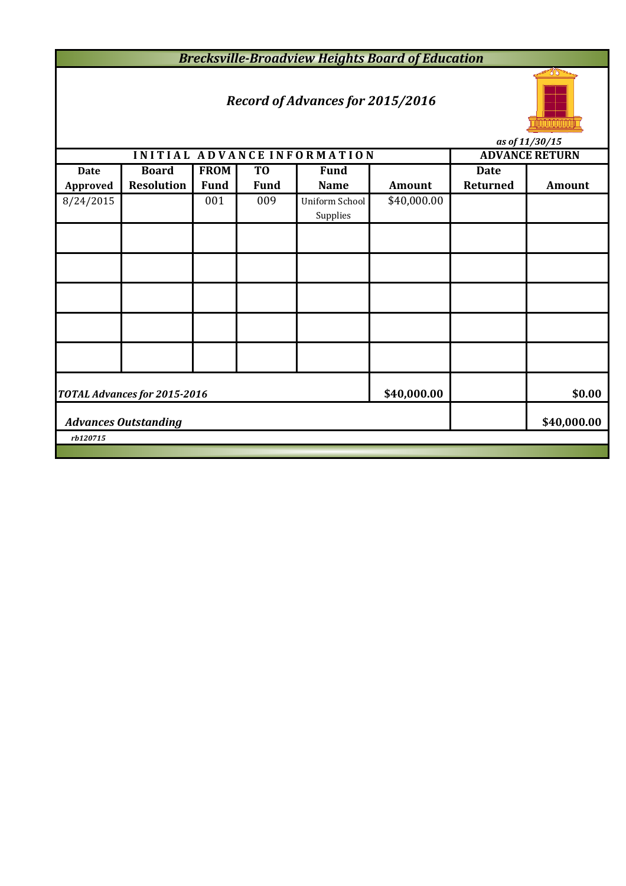# *Brecksville-Broadview Heights Board of Education*

## *Record of Advances for 2015/2016*

*as of 11/30/15*

| INITIAL ADVANCE INFORMATION | | | | | | ADVANCE RETURN | |
|---|---|---|---|---|---|---|---|
| **Date Approved** | **Board Resolution** | **FROM Fund** | **TO Fund** | **Fund Name** | **Amount** | **Date Returned** | **Amount** |
| 8/24/2015 | | 001 | 009 | Uniform School Supplies | $40,000.00 | | |
| | | | | | | | |
| | | | | | | | |
| | | | | | | | |
| | | | | | | | |
| | | | | | | | |
| ***TOTAL Advances for 2015-2016*** | | | | | **$40,000.00** | | **$0.00** |
| ***Advances Outstanding*** | | | | | | | **$40,000.00** |

*rb120715*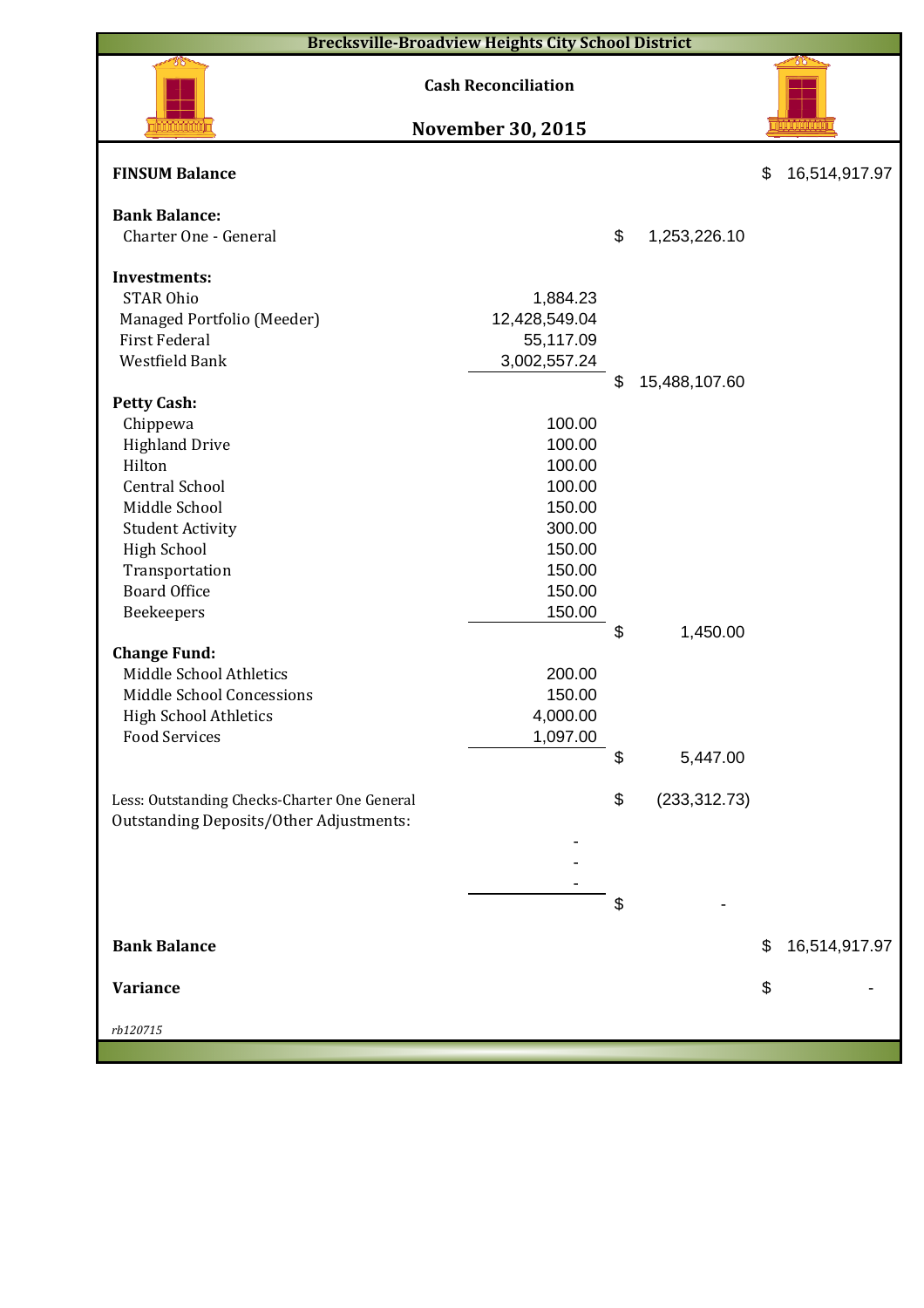# Brecksville-Broadview Heights City School District

## Cash Reconciliation

## November 30, 2015

| | | | |
|---|---|---|---|
| **FINSUM Balance** | | | $ 16,514,917.97 |
| **Bank Balance:** | | | |
| Charter One - General | | $ 1,253,226.10 | |
| **Investments:** | | | |
| STAR Ohio | 1,884.23 | | |
| Managed Portfolio (Meeder) | 12,428,549.04 | | |
| First Federal | 55,117.09 | | |
| Westfield Bank | 3,002,557.24 | | |
| | | $ 15,488,107.60 | |
| **Petty Cash:** | | | |
| Chippewa | 100.00 | | |
| Highland Drive | 100.00 | | |
| Hilton | 100.00 | | |
| Central School | 100.00 | | |
| Middle School | 150.00 | | |
| Student Activity | 300.00 | | |
| High School | 150.00 | | |
| Transportation | 150.00 | | |
| Board Office | 150.00 | | |
| Beekeepers | 150.00 | | |
| | | $ 1,450.00 | |
| **Change Fund:** | | | |
| Middle School Athletics | 200.00 | | |
| Middle School Concessions | 150.00 | | |
| High School Athletics | 4,000.00 | | |
| Food Services | 1,097.00 | | |
| | | $ 5,447.00 | |
| Less: Outstanding Checks-Charter One General | | $ (233,312.73) | |
| Outstanding Deposits/Other Adjustments: | | | |
| | - | | |
| | - | | |
| | - | | |
| | | $ - | |
| **Bank Balance** | | | $ 16,514,917.97 |
| **Variance** | | | $ - |

*rb120715*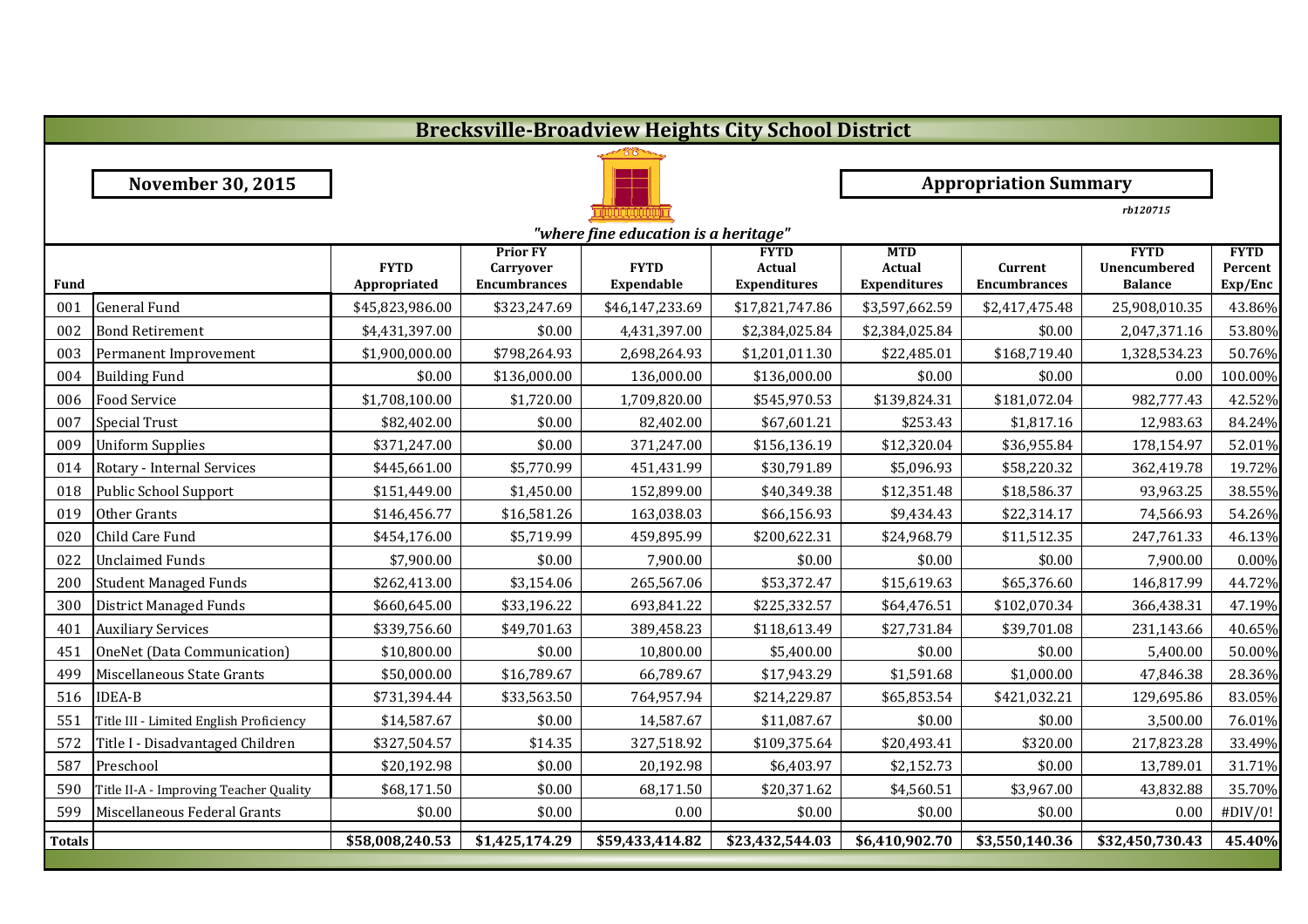# Brecksville-Broadview Heights City School District

**November 30, 2015**

**Appropriation Summary**

*rb120715*

*"where fine education is a heritage"*

| Fund | | FYTD Appropriated | Prior FY Carryover Encumbrances | FYTD Expendable | FYTD Actual Expenditures | MTD Actual Expenditures | Current Encumbrances | FYTD Unencumbered Balance | FYTD Percent Exp/Enc |
|---|---|---|---|---|---|---|---|---|---|
| 001 | General Fund | $45,823,986.00 | $323,247.69 | $46,147,233.69 | $17,821,747.86 | $3,597,662.59 | $2,417,475.48 | 25,908,010.35 | 43.86% |
| 002 | Bond Retirement | $4,431,397.00 | $0.00 | 4,431,397.00 | $2,384,025.84 | $2,384,025.84 | $0.00 | 2,047,371.16 | 53.80% |
| 003 | Permanent Improvement | $1,900,000.00 | $798,264.93 | 2,698,264.93 | $1,201,011.30 | $22,485.01 | $168,719.40 | 1,328,534.23 | 50.76% |
| 004 | Building Fund | $0.00 | $136,000.00 | 136,000.00 | $136,000.00 | $0.00 | $0.00 | 0.00 | 100.00% |
| 006 | Food Service | $1,708,100.00 | $1,720.00 | 1,709,820.00 | $545,970.53 | $139,824.31 | $181,072.04 | 982,777.43 | 42.52% |
| 007 | Special Trust | $82,402.00 | $0.00 | 82,402.00 | $67,601.21 | $253.43 | $1,817.16 | 12,983.63 | 84.24% |
| 009 | Uniform Supplies | $371,247.00 | $0.00 | 371,247.00 | $156,136.19 | $12,320.04 | $36,955.84 | 178,154.97 | 52.01% |
| 014 | Rotary - Internal Services | $445,661.00 | $5,770.99 | 451,431.99 | $30,791.89 | $5,096.93 | $58,220.32 | 362,419.78 | 19.72% |
| 018 | Public School Support | $151,449.00 | $1,450.00 | 152,899.00 | $40,349.38 | $12,351.48 | $18,586.37 | 93,963.25 | 38.55% |
| 019 | Other Grants | $146,456.77 | $16,581.26 | 163,038.03 | $66,156.93 | $9,434.43 | $22,314.17 | 74,566.93 | 54.26% |
| 020 | Child Care Fund | $454,176.00 | $5,719.99 | 459,895.99 | $200,622.31 | $24,968.79 | $11,512.35 | 247,761.33 | 46.13% |
| 022 | Unclaimed Funds | $7,900.00 | $0.00 | 7,900.00 | $0.00 | $0.00 | $0.00 | 7,900.00 | 0.00% |
| 200 | Student Managed Funds | $262,413.00 | $3,154.06 | 265,567.06 | $53,372.47 | $15,619.63 | $65,376.60 | 146,817.99 | 44.72% |
| 300 | District Managed Funds | $660,645.00 | $33,196.22 | 693,841.22 | $225,332.57 | $64,476.51 | $102,070.34 | 366,438.31 | 47.19% |
| 401 | Auxiliary Services | $339,756.60 | $49,701.63 | 389,458.23 | $118,613.49 | $27,731.84 | $39,701.08 | 231,143.66 | 40.65% |
| 451 | OneNet (Data Communication) | $10,800.00 | $0.00 | 10,800.00 | $5,400.00 | $0.00 | $0.00 | 5,400.00 | 50.00% |
| 499 | Miscellaneous State Grants | $50,000.00 | $16,789.67 | 66,789.67 | $17,943.29 | $1,591.68 | $1,000.00 | 47,846.38 | 28.36% |
| 516 | IDEA-B | $731,394.44 | $33,563.50 | 764,957.94 | $214,229.87 | $65,853.54 | $421,032.21 | 129,695.86 | 83.05% |
| 551 | Title III - Limited English Proficiency | $14,587.67 | $0.00 | 14,587.67 | $11,087.67 | $0.00 | $0.00 | 3,500.00 | 76.01% |
| 572 | Title I - Disadvantaged Children | $327,504.57 | $14.35 | 327,518.92 | $109,375.64 | $20,493.41 | $320.00 | 217,823.28 | 33.49% |
| 587 | Preschool | $20,192.98 | $0.00 | 20,192.98 | $6,403.97 | $2,152.73 | $0.00 | 13,789.01 | 31.71% |
| 590 | Title II-A - Improving Teacher Quality | $68,171.50 | $0.00 | 68,171.50 | $20,371.62 | $4,560.51 | $3,967.00 | 43,832.88 | 35.70% |
| 599 | Miscellaneous Federal Grants | $0.00 | $0.00 | 0.00 | $0.00 | $0.00 | $0.00 | 0.00 | #DIV/0! |
| **Totals** | | **$58,008,240.53** | **$1,425,174.29** | **$59,433,414.82** | **$23,432,544.03** | **$6,410,902.70** | **$3,550,140.36** | **$32,450,730.43** | **45.40%** |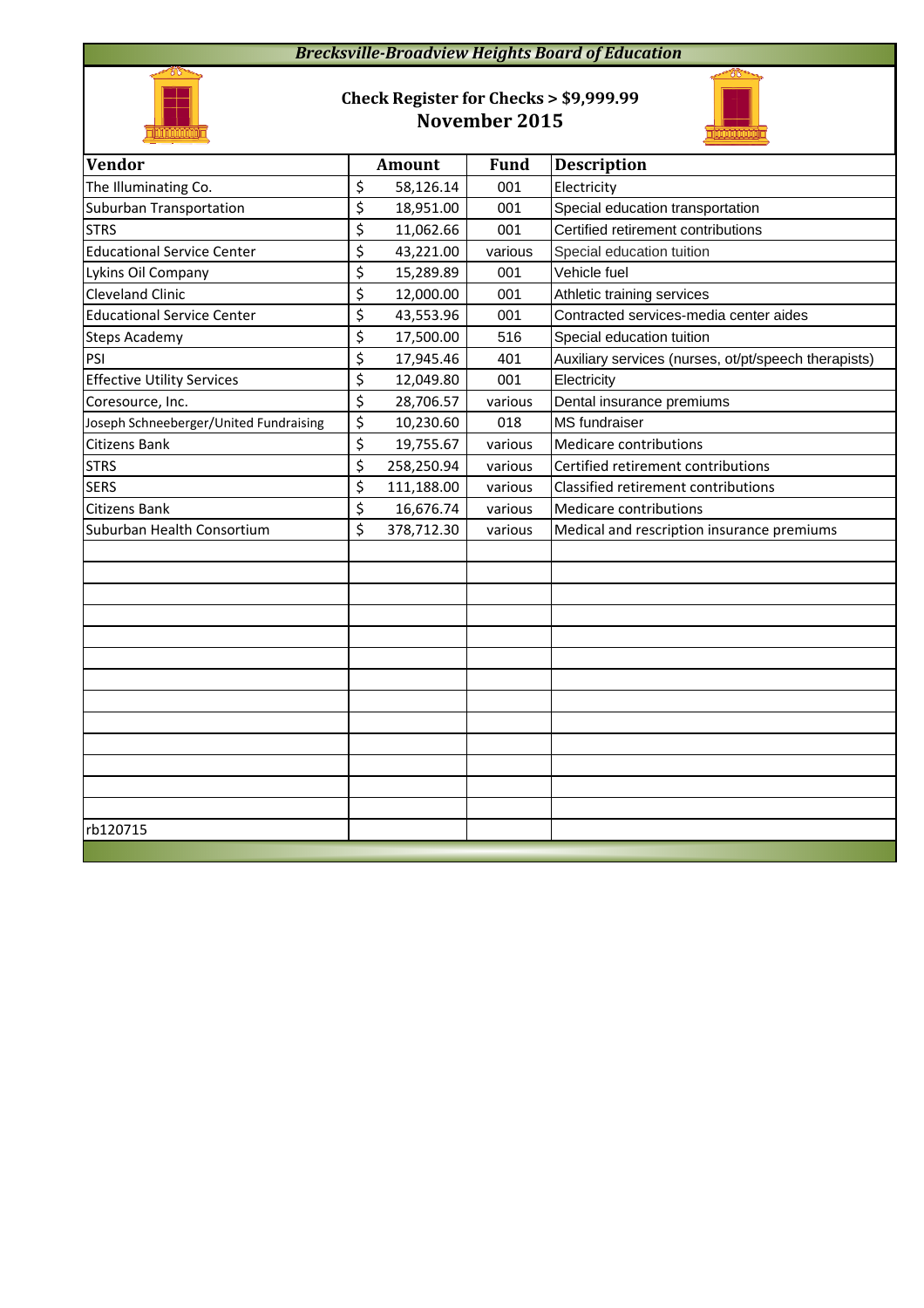***Brecksville-Broadview Heights Board of Education***

**Check Register for Checks > $9,999.99**
**November 2015**

| Vendor | Amount | Fund | Description |
|---|---|---|---|
| The Illuminating Co. | $ 58,126.14 | 001 | Electricity |
| Suburban Transportation | $ 18,951.00 | 001 | Special education transportation |
| STRS | $ 11,062.66 | 001 | Certified retirement contributions |
| Educational Service Center | $ 43,221.00 | various | Special education tuition |
| Lykins Oil Company | $ 15,289.89 | 001 | Vehicle fuel |
| Cleveland Clinic | $ 12,000.00 | 001 | Athletic training services |
| Educational Service Center | $ 43,553.96 | 001 | Contracted services-media center aides |
| Steps Academy | $ 17,500.00 | 516 | Special education tuition |
| PSI | $ 17,945.46 | 401 | Auxiliary services (nurses, ot/pt/speech therapists) |
| Effective Utility Services | $ 12,049.80 | 001 | Electricity |
| Coresource, Inc. | $ 28,706.57 | various | Dental insurance premiums |
| Joseph Schneeberger/United Fundraising | $ 10,230.60 | 018 | MS fundraiser |
| Citizens Bank | $ 19,755.67 | various | Medicare contributions |
| STRS | $ 258,250.94 | various | Certified retirement contributions |
| SERS | $ 111,188.00 | various | Classified retirement contributions |
| Citizens Bank | $ 16,676.74 | various | Medicare contributions |
| Suburban Health Consortium | $ 378,712.30 | various | Medical and rescription insurance premiums |
| rb120715 | | | |